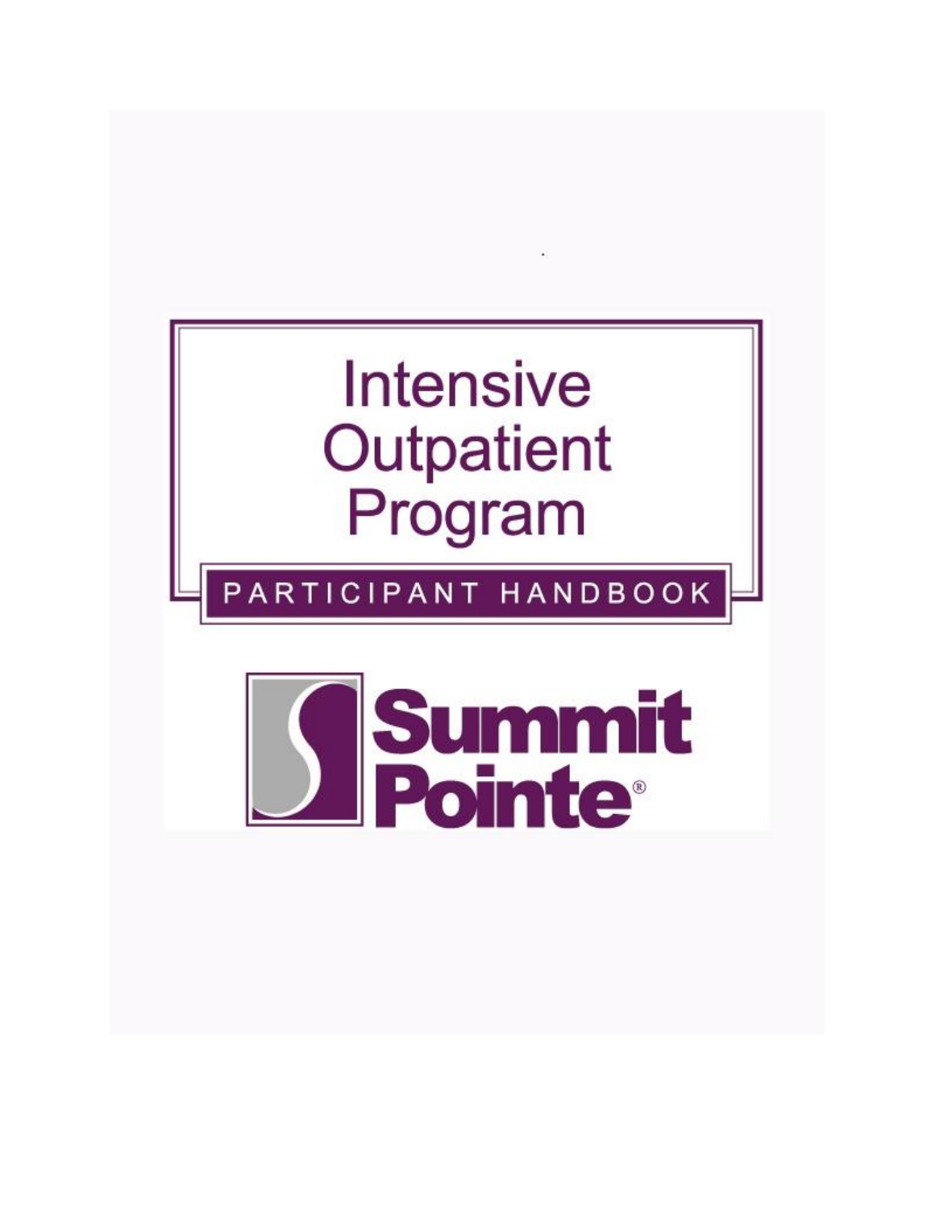# Intensive Outpatient Program

## PARTICIPANT HANDBOOK

**Summit Pointe®**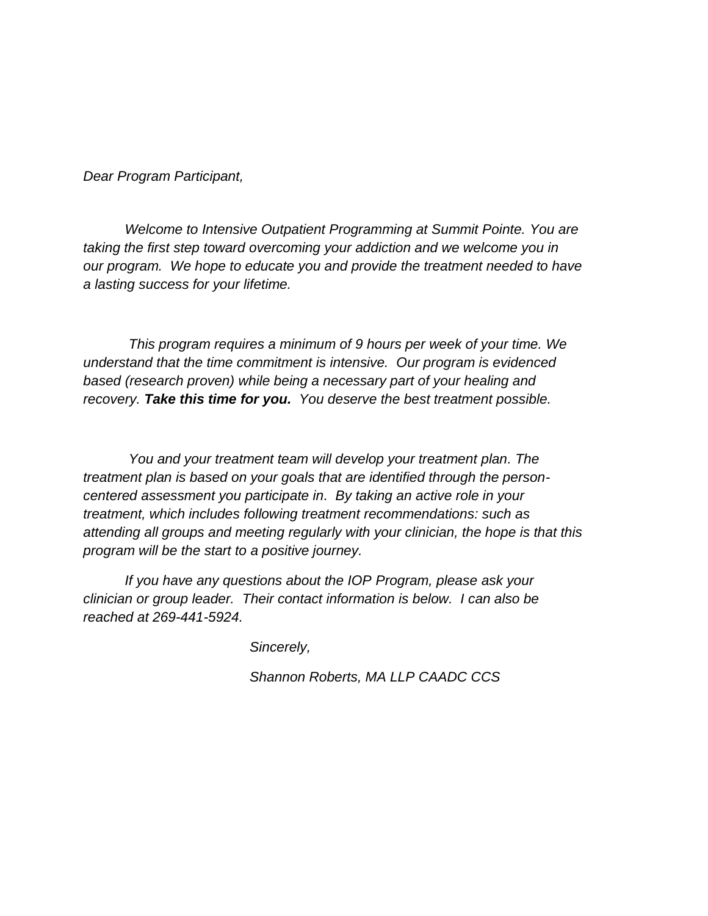*Dear Program Participant,*

*Welcome to Intensive Outpatient Programming at Summit Pointe. You are taking the first step toward overcoming your addiction and we welcome you in our program. We hope to educate you and provide the treatment needed to have a lasting success for your lifetime.*

*This program requires a minimum of 9 hours per week of your time. We understand that the time commitment is intensive. Our program is evidenced based (research proven) while being a necessary part of your healing and recovery.* ***Take this time for you.*** *You deserve the best treatment possible.*

*You and your treatment team will develop your treatment plan. The treatment plan is based on your goals that are identified through the person-centered assessment you participate in. By taking an active role in your treatment, which includes following treatment recommendations: such as attending all groups and meeting regularly with your clinician, the hope is that this program will be the start to a positive journey.*

*If you have any questions about the IOP Program, please ask your clinician or group leader. Their contact information is below. I can also be reached at 269-441-5924.*

*Sincerely,*

*Shannon Roberts, MA LLP CAADC CCS*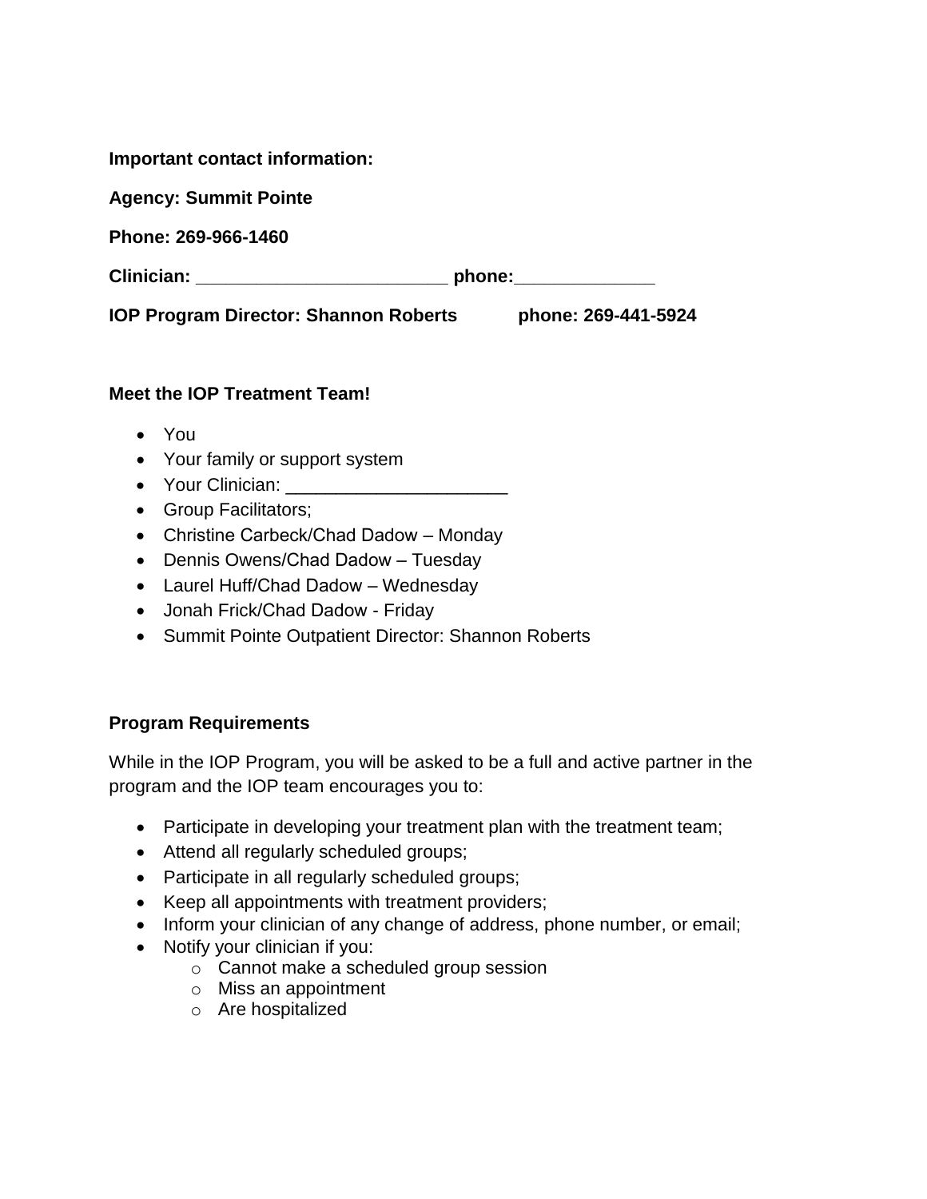**Important contact information:**

**Agency: Summit Pointe**

**Phone: 269-966-1460**

**Clinician: ________________________ phone:_____________**

**IOP Program Director: Shannon Roberts phone: 269-441-5924**

**Meet the IOP Treatment Team!**

- You
- Your family or support system
- Your Clinician: ______________________
- Group Facilitators;
- Christine Carbeck/Chad Dadow – Monday
- Dennis Owens/Chad Dadow – Tuesday
- Laurel Huff/Chad Dadow – Wednesday
- Jonah Frick/Chad Dadow - Friday
- Summit Pointe Outpatient Director: Shannon Roberts

**Program Requirements**

While in the IOP Program, you will be asked to be a full and active partner in the program and the IOP team encourages you to:

- Participate in developing your treatment plan with the treatment team;
- Attend all regularly scheduled groups;
- Participate in all regularly scheduled groups;
- Keep all appointments with treatment providers;
- Inform your clinician of any change of address, phone number, or email;
- Notify your clinician if you:
    - Cannot make a scheduled group session
    - Miss an appointment
    - Are hospitalized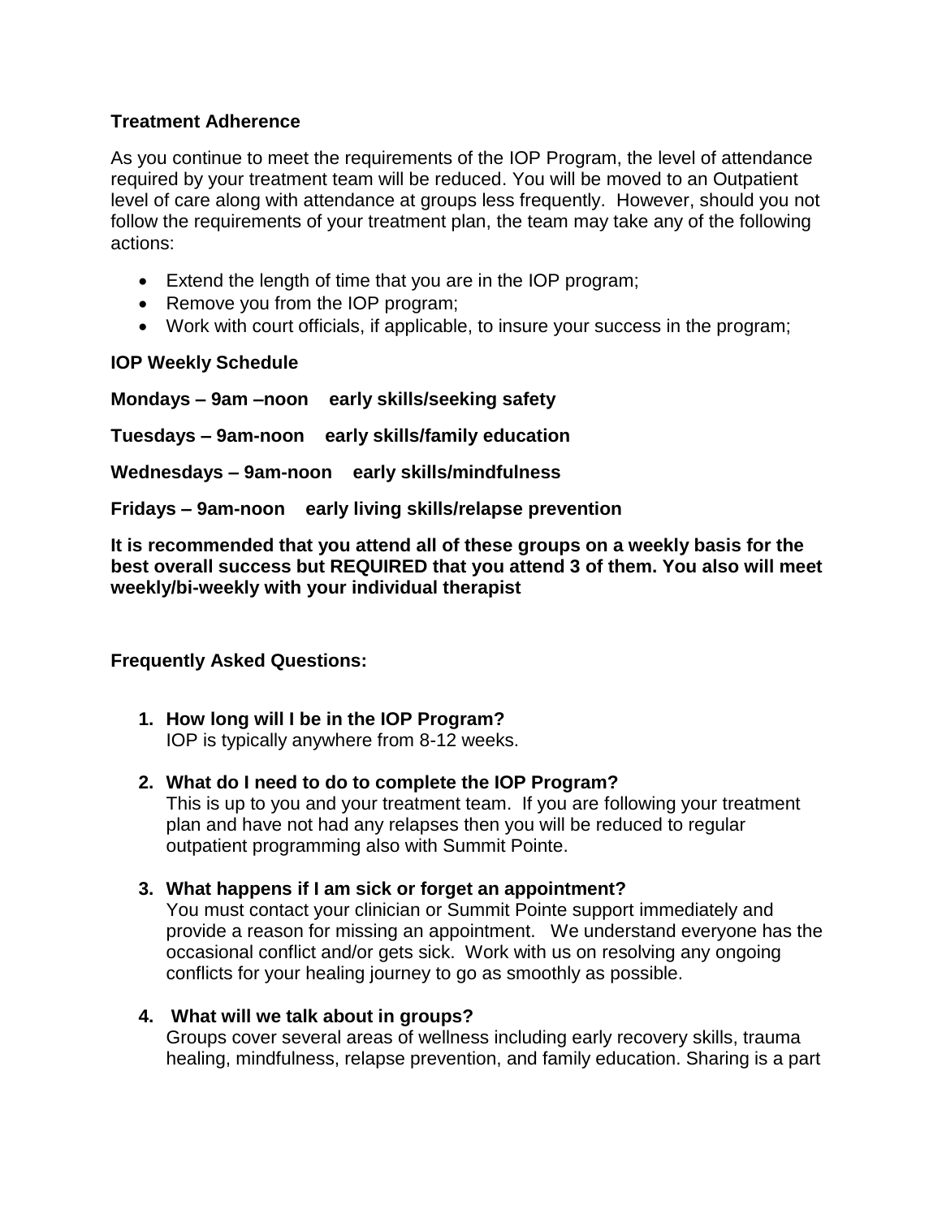**Treatment Adherence**

As you continue to meet the requirements of the IOP Program, the level of attendance required by your treatment team will be reduced. You will be moved to an Outpatient level of care along with attendance at groups less frequently. However, should you not follow the requirements of your treatment plan, the team may take any of the following actions:

- Extend the length of time that you are in the IOP program;
- Remove you from the IOP program;
- Work with court officials, if applicable, to insure your success in the program;

**IOP Weekly Schedule**

**Mondays – 9am –noon early skills/seeking safety**

**Tuesdays – 9am-noon early skills/family education**

**Wednesdays – 9am-noon early skills/mindfulness**

**Fridays – 9am-noon early living skills/relapse prevention**

**It is recommended that you attend all of these groups on a weekly basis for the best overall success but REQUIRED that you attend 3 of them. You also will meet weekly/bi-weekly with your individual therapist**

**Frequently Asked Questions:**

1. **How long will I be in the IOP Program?**
   IOP is typically anywhere from 8-12 weeks.

2. **What do I need to do to complete the IOP Program?**
   This is up to you and your treatment team. If you are following your treatment plan and have not had any relapses then you will be reduced to regular outpatient programming also with Summit Pointe.

3. **What happens if I am sick or forget an appointment?**
   You must contact your clinician or Summit Pointe support immediately and provide a reason for missing an appointment. We understand everyone has the occasional conflict and/or gets sick. Work with us on resolving any ongoing conflicts for your healing journey to go as smoothly as possible.

4. **What will we talk about in groups?**
   Groups cover several areas of wellness including early recovery skills, trauma healing, mindfulness, relapse prevention, and family education. Sharing is a part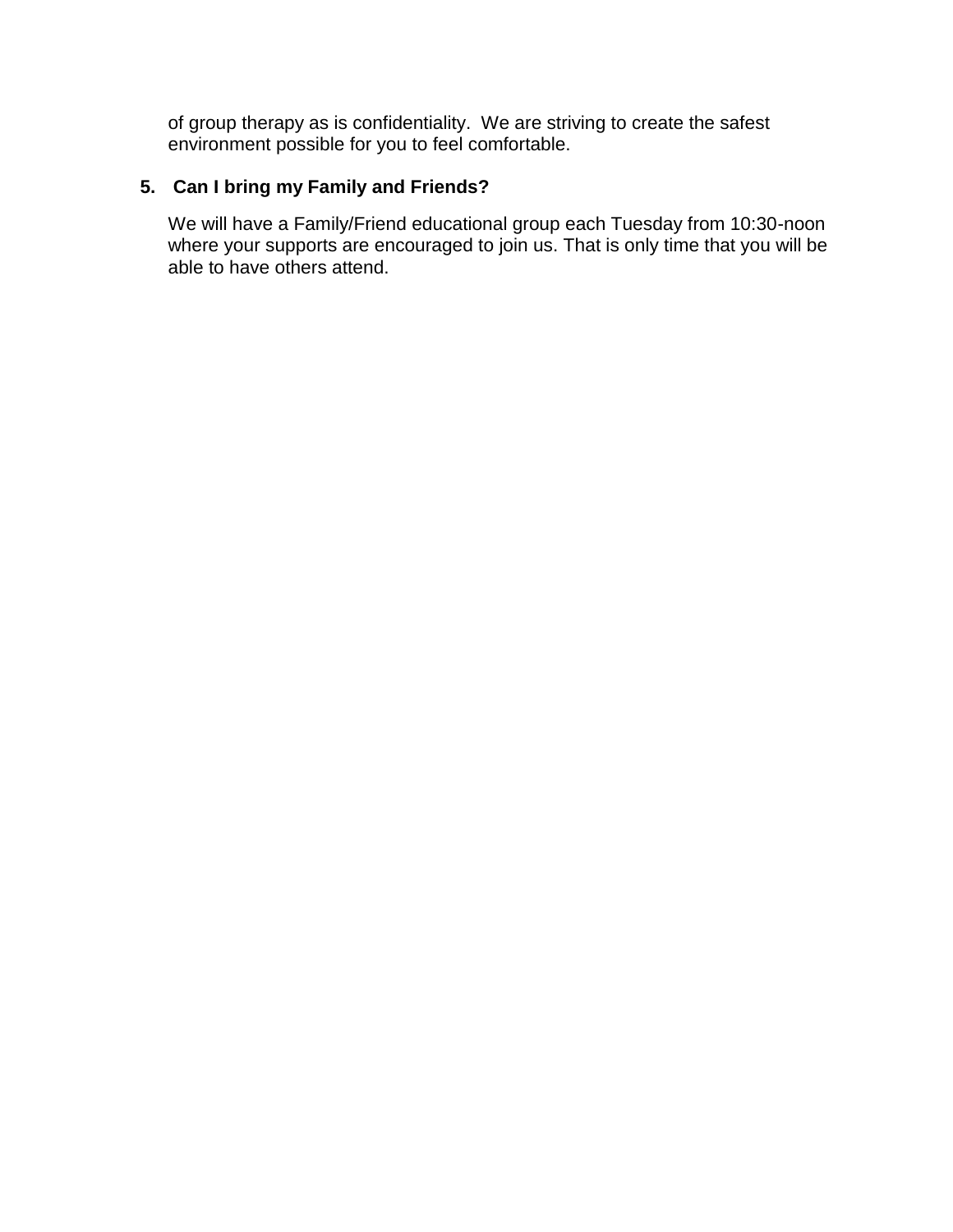of group therapy as is confidentiality. We are striving to create the safest environment possible for you to feel comfortable.

5. **Can I bring my Family and Friends?**

We will have a Family/Friend educational group each Tuesday from 10:30-noon where your supports are encouraged to join us. That is only time that you will be able to have others attend.